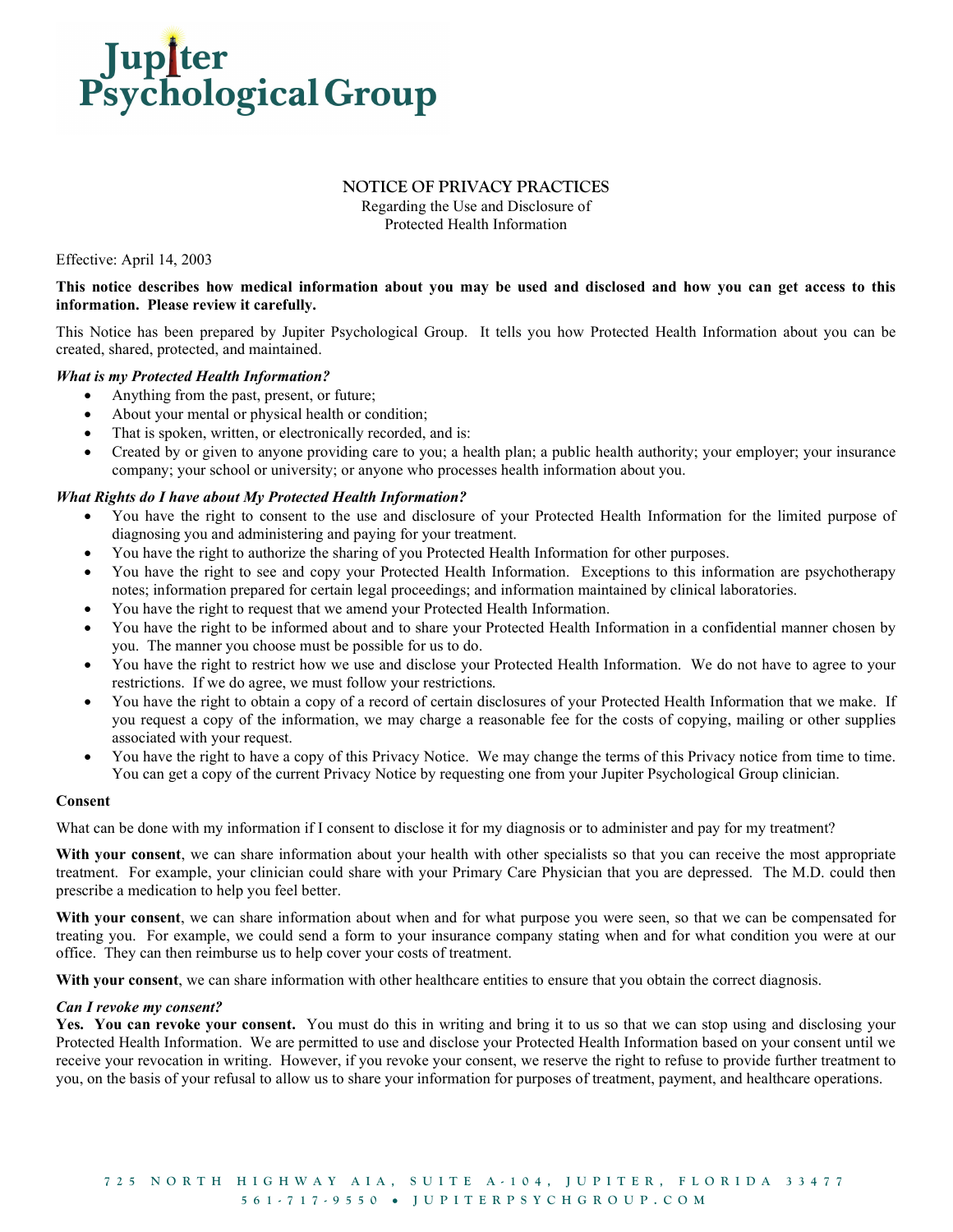# Jupiter Psychological Group

## NOTICE OF PRIVACY PRACTICES

Regarding the Use and Disclosure of
Protected Health Information

Effective: April 14, 2003

**This notice describes how medical information about you may be used and disclosed and how you can get access to this information. Please review it carefully.**

This Notice has been prepared by Jupiter Psychological Group. It tells you how Protected Health Information about you can be created, shared, protected, and maintained.

***What is my Protected Health Information?***

- Anything from the past, present, or future;
- About your mental or physical health or condition;
- That is spoken, written, or electronically recorded, and is:
- Created by or given to anyone providing care to you; a health plan; a public health authority; your employer; your insurance company; your school or university; or anyone who processes health information about you.

***What Rights do I have about My Protected Health Information?***

- You have the right to consent to the use and disclosure of your Protected Health Information for the limited purpose of diagnosing you and administering and paying for your treatment.
- You have the right to authorize the sharing of you Protected Health Information for other purposes.
- You have the right to see and copy your Protected Health Information. Exceptions to this information are psychotherapy notes; information prepared for certain legal proceedings; and information maintained by clinical laboratories.
- You have the right to request that we amend your Protected Health Information.
- You have the right to be informed about and to share your Protected Health Information in a confidential manner chosen by you. The manner you choose must be possible for us to do.
- You have the right to restrict how we use and disclose your Protected Health Information. We do not have to agree to your restrictions. If we do agree, we must follow your restrictions.
- You have the right to obtain a copy of a record of certain disclosures of your Protected Health Information that we make. If you request a copy of the information, we may charge a reasonable fee for the costs of copying, mailing or other supplies associated with your request.
- You have the right to have a copy of this Privacy Notice. We may change the terms of this Privacy notice from time to time. You can get a copy of the current Privacy Notice by requesting one from your Jupiter Psychological Group clinician.

**Consent**

What can be done with my information if I consent to disclose it for my diagnosis or to administer and pay for my treatment?

**With your consent**, we can share information about your health with other specialists so that you can receive the most appropriate treatment. For example, your clinician could share with your Primary Care Physician that you are depressed. The M.D. could then prescribe a medication to help you feel better.

**With your consent**, we can share information about when and for what purpose you were seen, so that we can be compensated for treating you. For example, we could send a form to your insurance company stating when and for what condition you were at our office. They can then reimburse us to help cover your costs of treatment.

**With your consent**, we can share information with other healthcare entities to ensure that you obtain the correct diagnosis.

***Can I revoke my consent?***

**Yes. You can revoke your consent.** You must do this in writing and bring it to us so that we can stop using and disclosing your Protected Health Information. We are permitted to use and disclose your Protected Health Information based on your consent until we receive your revocation in writing. However, if you revoke your consent, we reserve the right to refuse to provide further treatment to you, on the basis of your refusal to allow us to share your information for purposes of treatment, payment, and healthcare operations.

725 NORTH HIGHWAY AIA, SUITE A-104, JUPITER, FLORIDA 33477
561-717-9550 • JUPITERPSYCHGROUP.COM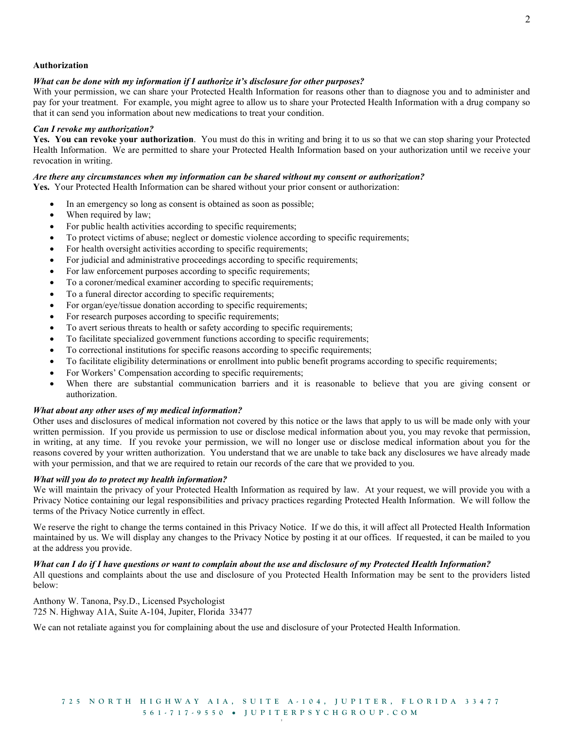**Authorization**

***What can be done with my information if I authorize it's disclosure for other purposes?***
With your permission, we can share your Protected Health Information for reasons other than to diagnose you and to administer and pay for your treatment. For example, you might agree to allow us to share your Protected Health Information with a drug company so that it can send you information about new medications to treat your condition.

***Can I revoke my authorization?***
**Yes. You can revoke your authorization**. You must do this in writing and bring it to us so that we can stop sharing your Protected Health Information. We are permitted to share your Protected Health Information based on your authorization until we receive your revocation in writing.

***Are there any circumstances when my information can be shared without my consent or authorization?***
**Yes.** Your Protected Health Information can be shared without your prior consent or authorization:

- In an emergency so long as consent is obtained as soon as possible;
- When required by law;
- For public health activities according to specific requirements;
- To protect victims of abuse; neglect or domestic violence according to specific requirements;
- For health oversight activities according to specific requirements;
- For judicial and administrative proceedings according to specific requirements;
- For law enforcement purposes according to specific requirements;
- To a coroner/medical examiner according to specific requirements;
- To a funeral director according to specific requirements;
- For organ/eye/tissue donation according to specific requirements;
- For research purposes according to specific requirements;
- To avert serious threats to health or safety according to specific requirements;
- To facilitate specialized government functions according to specific requirements;
- To correctional institutions for specific reasons according to specific requirements;
- To facilitate eligibility determinations or enrollment into public benefit programs according to specific requirements;
- For Workers' Compensation according to specific requirements;
- When there are substantial communication barriers and it is reasonable to believe that you are giving consent or authorization.

***What about any other uses of my medical information?***
Other uses and disclosures of medical information not covered by this notice or the laws that apply to us will be made only with your written permission. If you provide us permission to use or disclose medical information about you, you may revoke that permission, in writing, at any time. If you revoke your permission, we will no longer use or disclose medical information about you for the reasons covered by your written authorization. You understand that we are unable to take back any disclosures we have already made with your permission, and that we are required to retain our records of the care that we provided to you.

***What will you do to protect my health information?***
We will maintain the privacy of your Protected Health Information as required by law. At your request, we will provide you with a Privacy Notice containing our legal responsibilities and privacy practices regarding Protected Health Information. We will follow the terms of the Privacy Notice currently in effect.

We reserve the right to change the terms contained in this Privacy Notice. If we do this, it will affect all Protected Health Information maintained by us. We will display any changes to the Privacy Notice by posting it at our offices. If requested, it can be mailed to you at the address you provide.

***What can I do if I have questions or want to complain about the use and disclosure of my Protected Health Information?***
All questions and complaints about the use and disclosure of you Protected Health Information may be sent to the providers listed below:

Anthony W. Tanona, Psy.D., Licensed Psychologist
725 N. Highway A1A, Suite A-104, Jupiter, Florida 33477

We can not retaliate against you for complaining about the use and disclosure of your Protected Health Information.